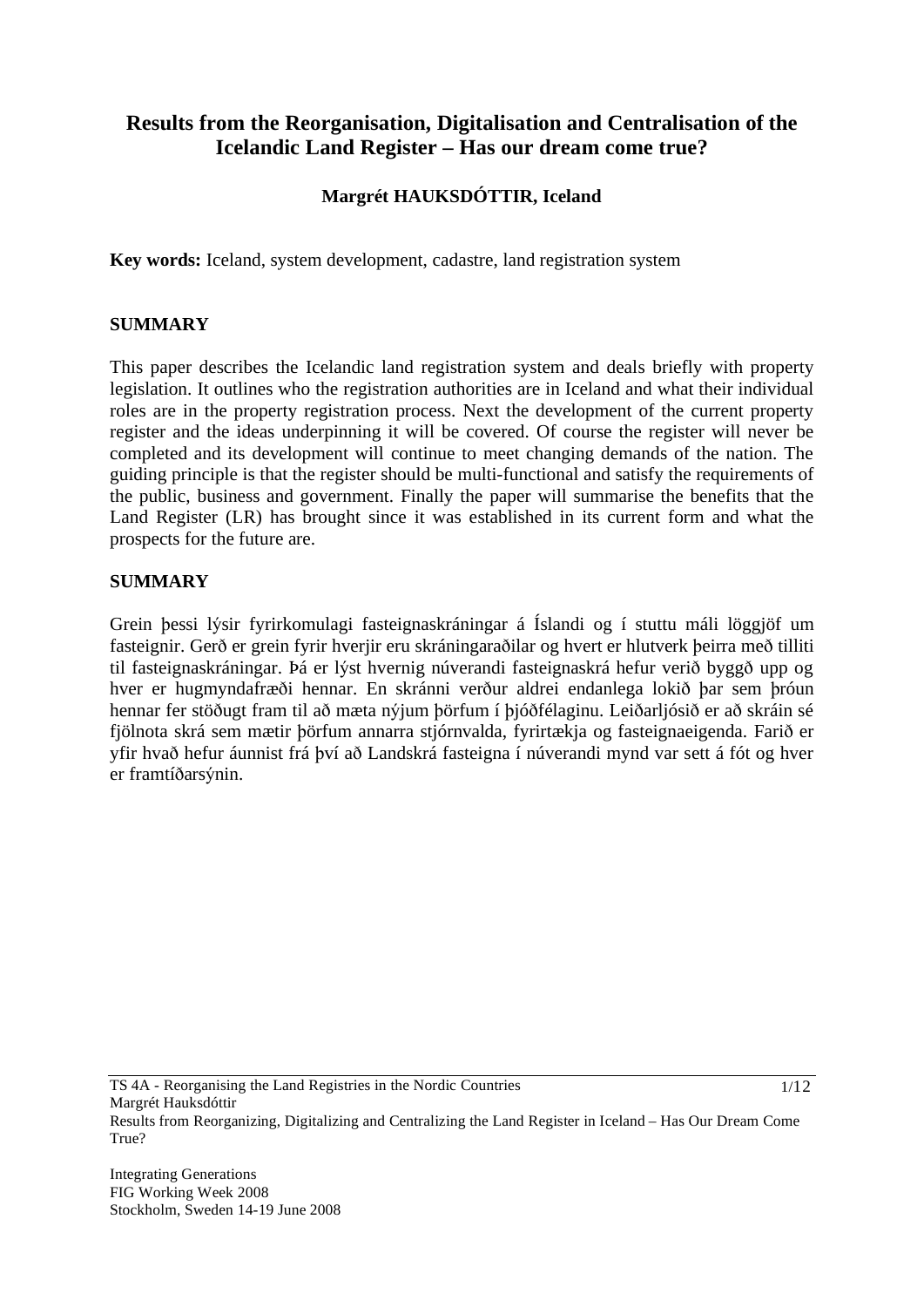# Results from the Reorganisation, Digitalisation and Centralisation of the Icelandic Land Register – Has our dream come true?

**Margrét HAUKSDÓTTIR, Iceland**

**Key words:** Iceland, system development, cadastre, land registration system

## SUMMARY

This paper describes the Icelandic land registration system and deals briefly with property legislation. It outlines who the registration authorities are in Iceland and what their individual roles are in the property registration process. Next the development of the current property register and the ideas underpinning it will be covered. Of course the register will never be completed and its development will continue to meet changing demands of the nation. The guiding principle is that the register should be multi-functional and satisfy the requirements of the public, business and government. Finally the paper will summarise the benefits that the Land Register (LR) has brought since it was established in its current form and what the prospects for the future are.

## SUMMARY

Grein þessi lýsir fyrirkomulagi fasteignaskráningar á Íslandi og í stuttu máli löggjöf um fasteignir. Gerð er grein fyrir hverjir eru skráningaraðilar og hvert er hlutverk þeirra með tilliti til fasteignaskráningar. Þá er lýst hvernig núverandi fasteignaskrá hefur verið byggð upp og hver er hugmyndafræði hennar. En skránni verður aldrei endanlega lokið þar sem þróun hennar fer stöðugt fram til að mæta nýjum þörfum í þjóðfélaginu. Leiðarljósið er að skráin sé fjölnota skrá sem mætir þörfum annarra stjórnvalda, fyrirtækja og fasteignaeigenda. Farið er yfir hvað hefur áunnist frá því að Landskrá fasteigna í núverandi mynd var sett á fót og hver er framtíðarsýnin.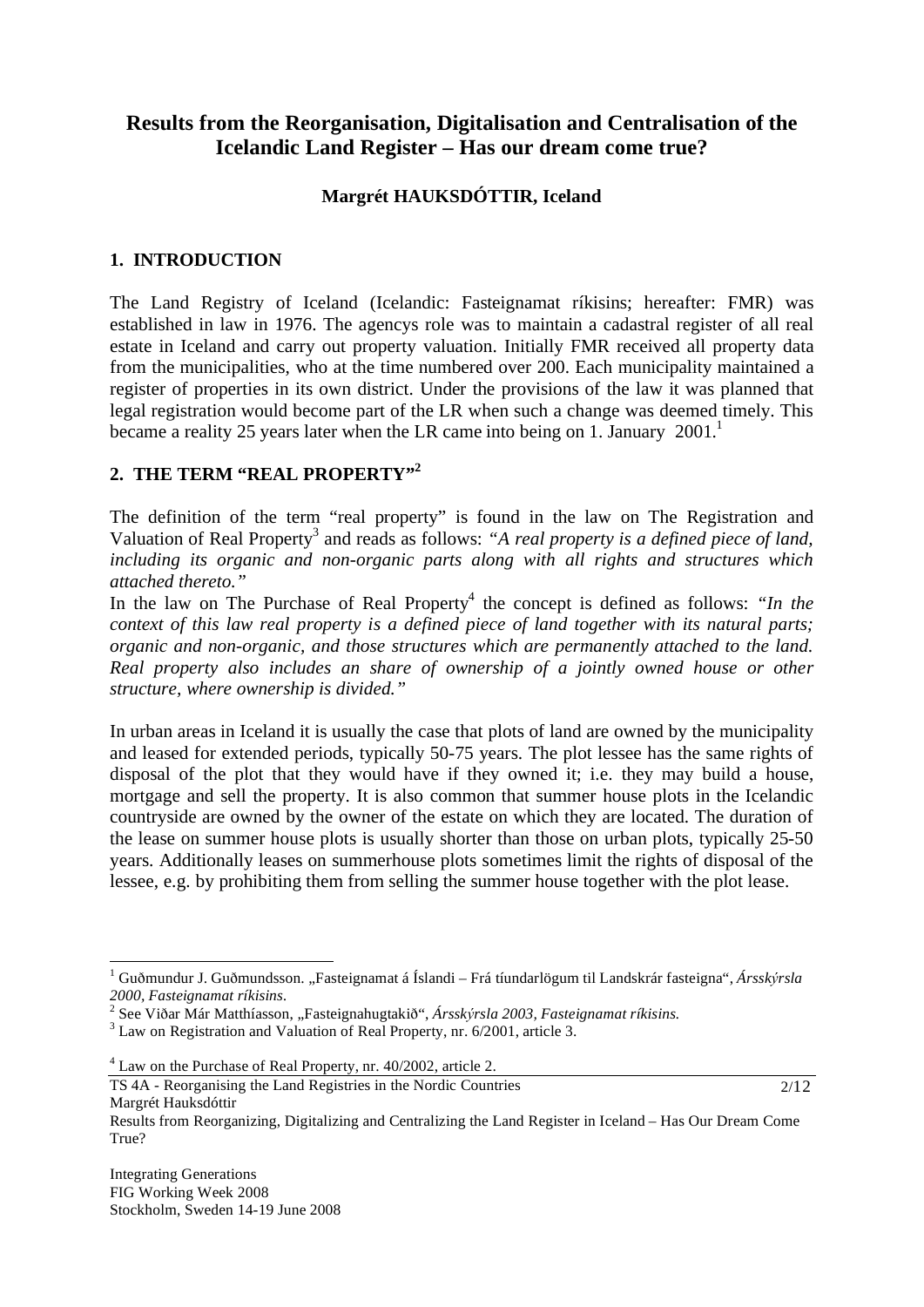# Results from the Reorganisation, Digitalisation and Centralisation of the Icelandic Land Register – Has our dream come true?

**Margrét HAUKSDÓTTIR, Iceland**

## 1. INTRODUCTION

The Land Registry of Iceland (Icelandic: Fasteignamat ríkisins; hereafter: FMR) was established in law in 1976. The agencys role was to maintain a cadastral register of all real estate in Iceland and carry out property valuation. Initially FMR received all property data from the municipalities, who at the time numbered over 200. Each municipality maintained a register of properties in its own district. Under the provisions of the law it was planned that legal registration would become part of the LR when such a change was deemed timely. This became a reality 25 years later when the LR came into being on 1. January 2001.[1]

## 2. THE TERM "REAL PROPERTY"[2]

The definition of the term "real property" is found in the law on The Registration and Valuation of Real Property[3] and reads as follows: *"A real property is a defined piece of land, including its organic and non-organic parts along with all rights and structures which attached thereto."*

In the law on The Purchase of Real Property[4] the concept is defined as follows: *"In the context of this law real property is a defined piece of land together with its natural parts; organic and non-organic, and those structures which are permanently attached to the land. Real property also includes an share of ownership of a jointly owned house or other structure, where ownership is divided."*

In urban areas in Iceland it is usually the case that plots of land are owned by the municipality and leased for extended periods, typically 50-75 years. The plot lessee has the same rights of disposal of the plot that they would have if they owned it; i.e. they may build a house, mortgage and sell the property. It is also common that summer house plots in the Icelandic countryside are owned by the owner of the estate on which they are located. The duration of the lease on summer house plots is usually shorter than those on urban plots, typically 25-50 years. Additionally leases on summerhouse plots sometimes limit the rights of disposal of the lessee, e.g. by prohibiting them from selling the summer house together with the plot lease.

---

[1] Guðmundur J. Guðmundsson. „Fasteignamat á Íslandi – Frá tíundarlögum til Landskrár fasteigna", *Ársskýrsla 2000, Fasteignamat ríkisins.*

[2] See Viðar Már Matthíasson, „Fasteignahugtakið", *Ársskýrsla 2003, Fasteignamat ríkisins.*

[3] Law on Registration and Valuation of Real Property, nr. 6/2001, article 3.

[4] Law on the Purchase of Real Property, nr. 40/2002, article 2.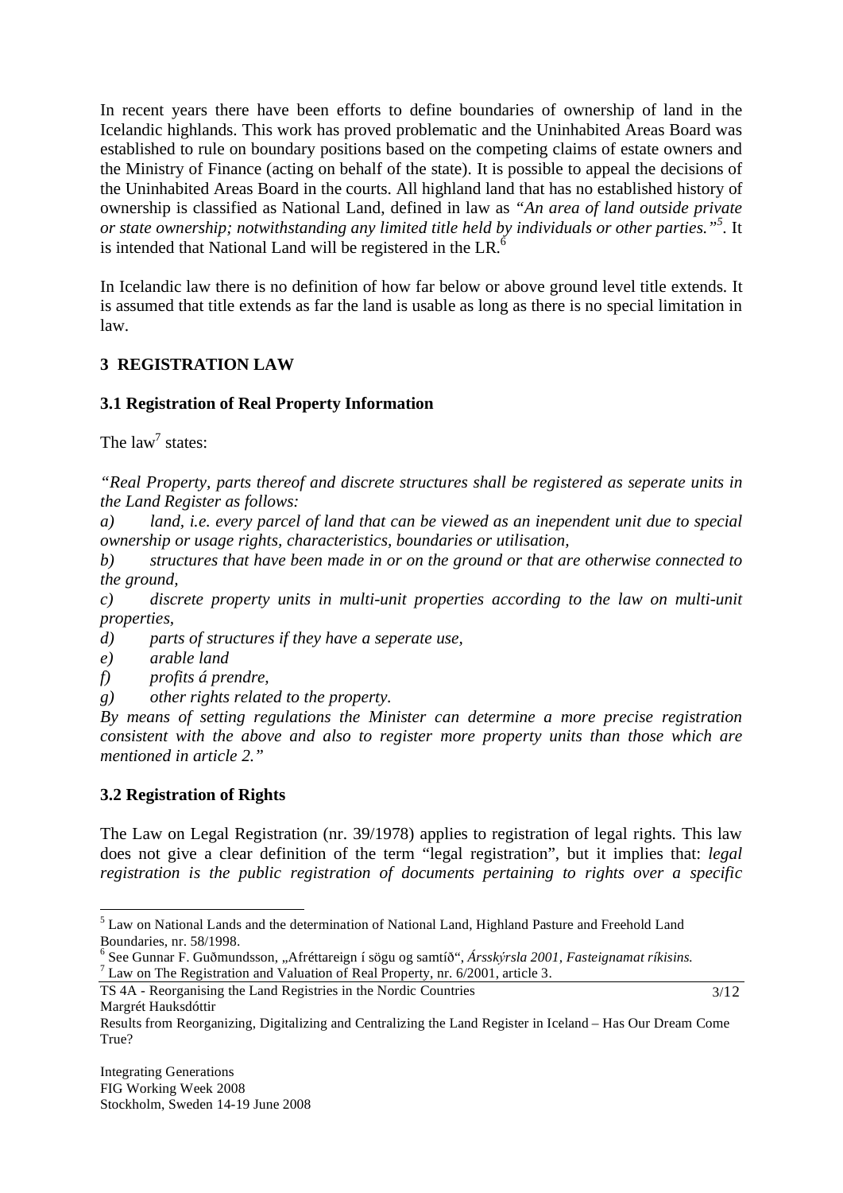In recent years there have been efforts to define boundaries of ownership of land in the Icelandic highlands. This work has proved problematic and the Uninhabited Areas Board was established to rule on boundary positions based on the competing claims of estate owners and the Ministry of Finance (acting on behalf of the state). It is possible to appeal the decisions of the Uninhabited Areas Board in the courts. All highland land that has no established history of ownership is classified as National Land, defined in law as *"An area of land outside private or state ownership; notwithstanding any limited title held by individuals or other parties."*[5]. It is intended that National Land will be registered in the LR.[6]

In Icelandic law there is no definition of how far below or above ground level title extends. It is assumed that title extends as far the land is usable as long as there is no special limitation in law.

## 3 REGISTRATION LAW

### 3.1 Registration of Real Property Information

The law[7] states:

*"Real Property, parts thereof and discrete structures shall be registered as seperate units in the Land Register as follows:*

*a) land, i.e. every parcel of land that can be viewed as an inependent unit due to special ownership or usage rights, characteristics, boundaries or utilisation,*

*b) structures that have been made in or on the ground or that are otherwise connected to the ground,*

*c) discrete property units in multi-unit properties according to the law on multi-unit properties,*

*d) parts of structures if they have a seperate use,*

*e) arable land*

*f) profits á prendre,*

*g) other rights related to the property.*

*By means of setting regulations the Minister can determine a more precise registration consistent with the above and also to register more property units than those which are mentioned in article 2."*

### 3.2 Registration of Rights

The Law on Legal Registration (nr. 39/1978) applies to registration of legal rights. This law does not give a clear definition of the term "legal registration", but it implies that: *legal registration is the public registration of documents pertaining to rights over a specific*

---

[5] Law on National Lands and the determination of National Land, Highland Pasture and Freehold Land Boundaries, nr. 58/1998.

[6] See Gunnar F. Guðmundsson, „Afréttareign í sögu og samtíð", *Ársskýrsla 2001, Fasteignamat ríkisins.*

[7] Law on The Registration and Valuation of Real Property, nr. 6/2001, article 3.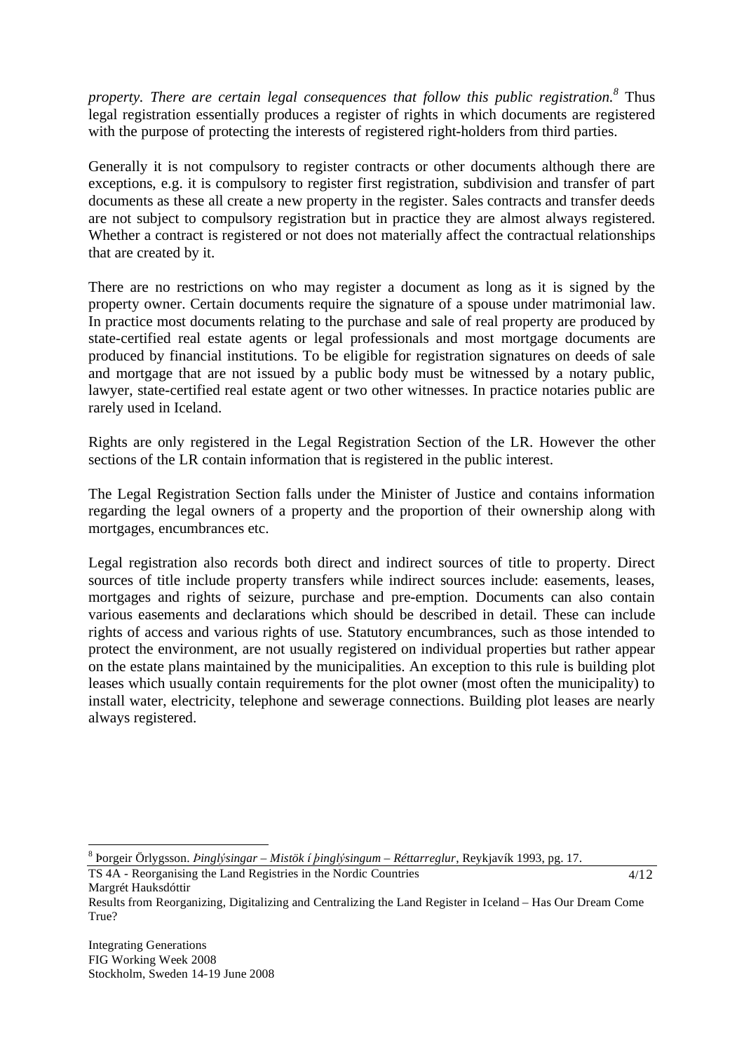*property. There are certain legal consequences that follow this public registration.*[8] Thus legal registration essentially produces a register of rights in which documents are registered with the purpose of protecting the interests of registered right-holders from third parties.

Generally it is not compulsory to register contracts or other documents although there are exceptions, e.g. it is compulsory to register first registration, subdivision and transfer of part documents as these all create a new property in the register. Sales contracts and transfer deeds are not subject to compulsory registration but in practice they are almost always registered. Whether a contract is registered or not does not materially affect the contractual relationships that are created by it.

There are no restrictions on who may register a document as long as it is signed by the property owner. Certain documents require the signature of a spouse under matrimonial law. In practice most documents relating to the purchase and sale of real property are produced by state-certified real estate agents or legal professionals and most mortgage documents are produced by financial institutions. To be eligible for registration signatures on deeds of sale and mortgage that are not issued by a public body must be witnessed by a notary public, lawyer, state-certified real estate agent or two other witnesses. In practice notaries public are rarely used in Iceland.

Rights are only registered in the Legal Registration Section of the LR. However the other sections of the LR contain information that is registered in the public interest.

The Legal Registration Section falls under the Minister of Justice and contains information regarding the legal owners of a property and the proportion of their ownership along with mortgages, encumbrances etc.

Legal registration also records both direct and indirect sources of title to property. Direct sources of title include property transfers while indirect sources include: easements, leases, mortgages and rights of seizure, purchase and pre-emption. Documents can also contain various easements and declarations which should be described in detail. These can include rights of access and various rights of use. Statutory encumbrances, such as those intended to protect the environment, are not usually registered on individual properties but rather appear on the estate plans maintained by the municipalities. An exception to this rule is building plot leases which usually contain requirements for the plot owner (most often the municipality) to install water, electricity, telephone and sewerage connections. Building plot leases are nearly always registered.

---

[8] Þorgeir Örlygsson. *Þinglýsingar – Mistök í þinglýsingum – Réttarreglur*, Reykjavík 1993, pg. 17.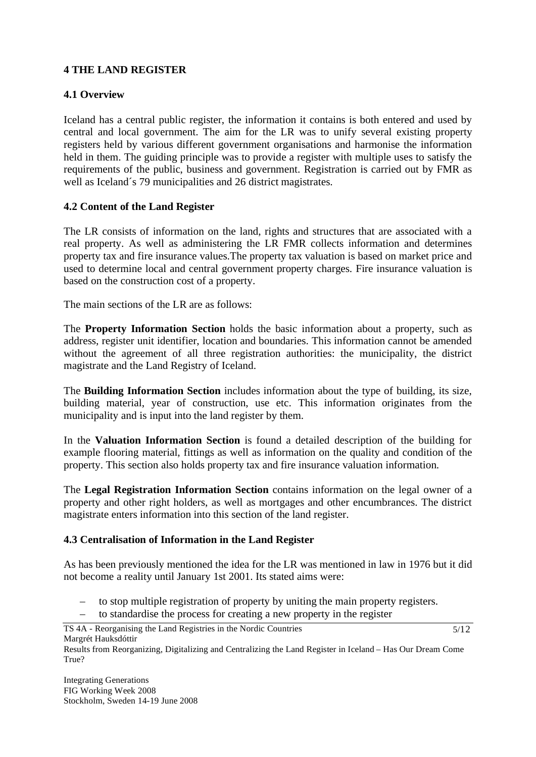## 4 THE LAND REGISTER

### 4.1 Overview

Iceland has a central public register, the information it contains is both entered and used by central and local government. The aim for the LR was to unify several existing property registers held by various different government organisations and harmonise the information held in them. The guiding principle was to provide a register with multiple uses to satisfy the requirements of the public, business and government. Registration is carried out by FMR as well as Iceland´s 79 municipalities and 26 district magistrates.

### 4.2 Content of the Land Register

The LR consists of information on the land, rights and structures that are associated with a real property. As well as administering the LR FMR collects information and determines property tax and fire insurance values.The property tax valuation is based on market price and used to determine local and central government property charges. Fire insurance valuation is based on the construction cost of a property.

The main sections of the LR are as follows:

The **Property Information Section** holds the basic information about a property, such as address, register unit identifier, location and boundaries. This information cannot be amended without the agreement of all three registration authorities: the municipality, the district magistrate and the Land Registry of Iceland.

The **Building Information Section** includes information about the type of building, its size, building material, year of construction, use etc. This information originates from the municipality and is input into the land register by them.

In the **Valuation Information Section** is found a detailed description of the building for example flooring material, fittings as well as information on the quality and condition of the property. This section also holds property tax and fire insurance valuation information.

The **Legal Registration Information Section** contains information on the legal owner of a property and other right holders, as well as mortgages and other encumbrances. The district magistrate enters information into this section of the land register.

### 4.3 Centralisation of Information in the Land Register

As has been previously mentioned the idea for the LR was mentioned in law in 1976 but it did not become a reality until January 1st 2001. Its stated aims were:

- to stop multiple registration of property by uniting the main property registers.
- to standardise the process for creating a new property in the register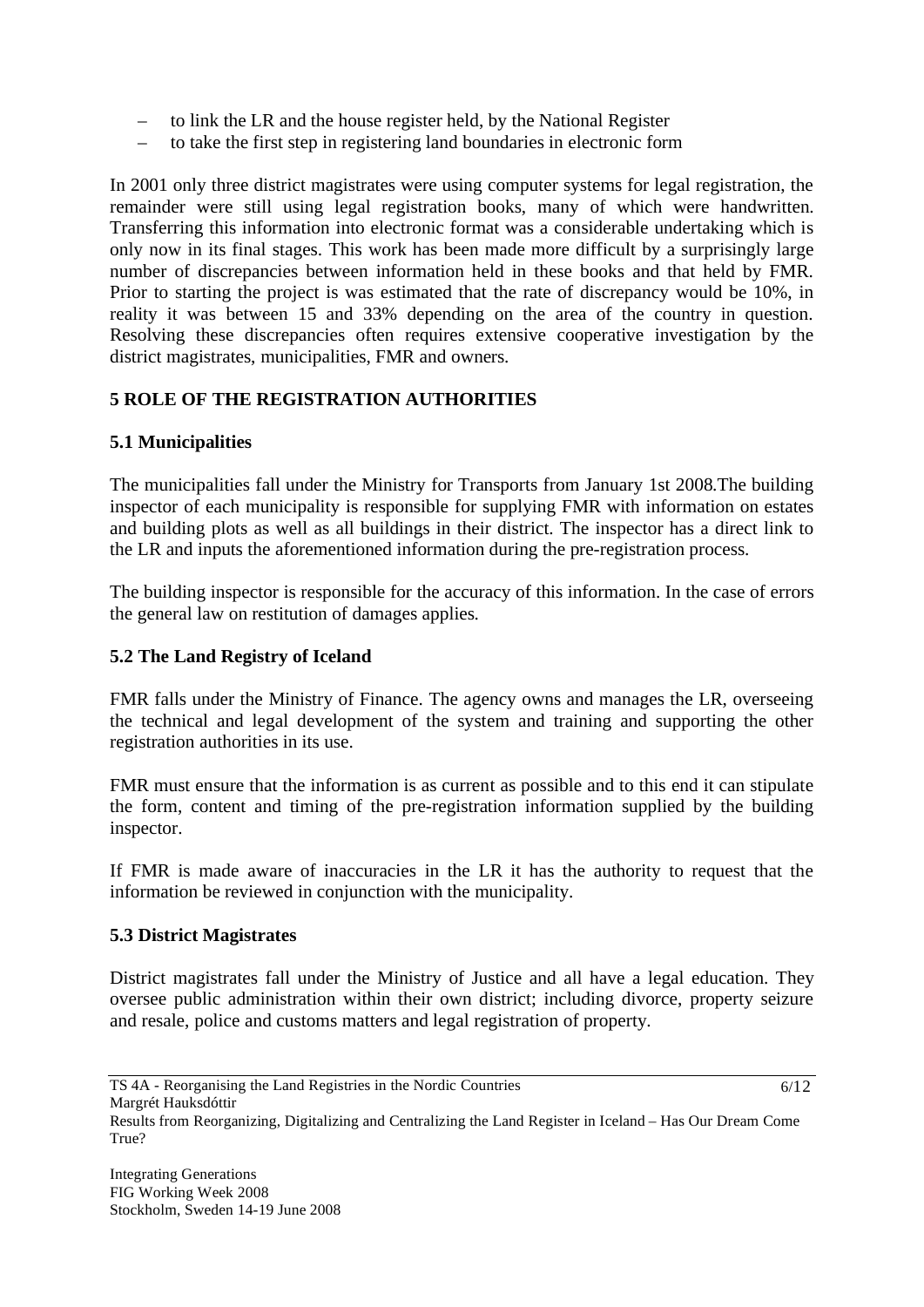- to link the LR and the house register held, by the National Register
- to take the first step in registering land boundaries in electronic form

In 2001 only three district magistrates were using computer systems for legal registration, the remainder were still using legal registration books, many of which were handwritten. Transferring this information into electronic format was a considerable undertaking which is only now in its final stages. This work has been made more difficult by a surprisingly large number of discrepancies between information held in these books and that held by FMR. Prior to starting the project is was estimated that the rate of discrepancy would be 10%, in reality it was between 15 and 33% depending on the area of the country in question. Resolving these discrepancies often requires extensive cooperative investigation by the district magistrates, municipalities, FMR and owners.

## 5 ROLE OF THE REGISTRATION AUTHORITIES

### 5.1 Municipalities

The municipalities fall under the Ministry for Transports from January 1st 2008.The building inspector of each municipality is responsible for supplying FMR with information on estates and building plots as well as all buildings in their district. The inspector has a direct link to the LR and inputs the aforementioned information during the pre-registration process.

The building inspector is responsible for the accuracy of this information. In the case of errors the general law on restitution of damages applies.

### 5.2 The Land Registry of Iceland

FMR falls under the Ministry of Finance. The agency owns and manages the LR, overseeing the technical and legal development of the system and training and supporting the other registration authorities in its use.

FMR must ensure that the information is as current as possible and to this end it can stipulate the form, content and timing of the pre-registration information supplied by the building inspector.

If FMR is made aware of inaccuracies in the LR it has the authority to request that the information be reviewed in conjunction with the municipality.

### 5.3 District Magistrates

District magistrates fall under the Ministry of Justice and all have a legal education. They oversee public administration within their own district; including divorce, property seizure and resale, police and customs matters and legal registration of property.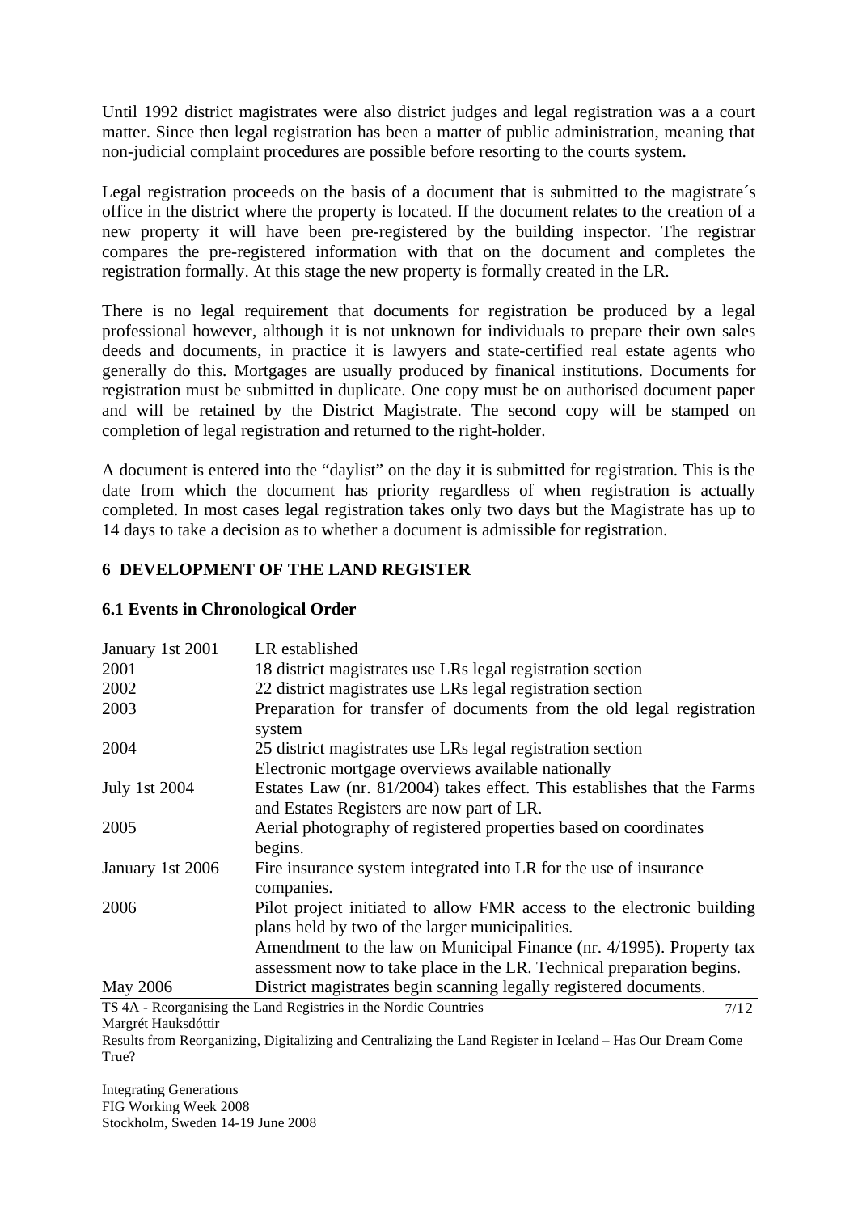Until 1992 district magistrates were also district judges and legal registration was a a court matter. Since then legal registration has been a matter of public administration, meaning that non-judicial complaint procedures are possible before resorting to the courts system.

Legal registration proceeds on the basis of a document that is submitted to the magistrate´s office in the district where the property is located. If the document relates to the creation of a new property it will have been pre-registered by the building inspector. The registrar compares the pre-registered information with that on the document and completes the registration formally. At this stage the new property is formally created in the LR.

There is no legal requirement that documents for registration be produced by a legal professional however, although it is not unknown for individuals to prepare their own sales deeds and documents, in practice it is lawyers and state-certified real estate agents who generally do this. Mortgages are usually produced by finanical institutions. Documents for registration must be submitted in duplicate. One copy must be on authorised document paper and will be retained by the District Magistrate. The second copy will be stamped on completion of legal registration and returned to the right-holder.

A document is entered into the "daylist" on the day it is submitted for registration. This is the date from which the document has priority regardless of when registration is actually completed. In most cases legal registration takes only two days but the Magistrate has up to 14 days to take a decision as to whether a document is admissible for registration.

## 6 DEVELOPMENT OF THE LAND REGISTER

### 6.1 Events in Chronological Order

| | |
|---|---|
| January 1st 2001 | LR established |
| 2001 | 18 district magistrates use LRs legal registration section |
| 2002 | 22 district magistrates use LRs legal registration section |
| 2003 | Preparation for transfer of documents from the old legal registration system |
| 2004 | 25 district magistrates use LRs legal registration section<br>Electronic mortgage overviews available nationally |
| July 1st 2004 | Estates Law (nr. 81/2004) takes effect. This establishes that the Farms and Estates Registers are now part of LR. |
| 2005 | Aerial photography of registered properties based on coordinates begins. |
| January 1st 2006 | Fire insurance system integrated into LR for the use of insurance companies. |
| 2006 | Pilot project initiated to allow FMR access to the electronic building plans held by two of the larger municipalities.<br>Amendment to the law on Municipal Finance (nr. 4/1995). Property tax assessment now to take place in the LR. Technical preparation begins. |
| May 2006 | District magistrates begin scanning legally registered documents. |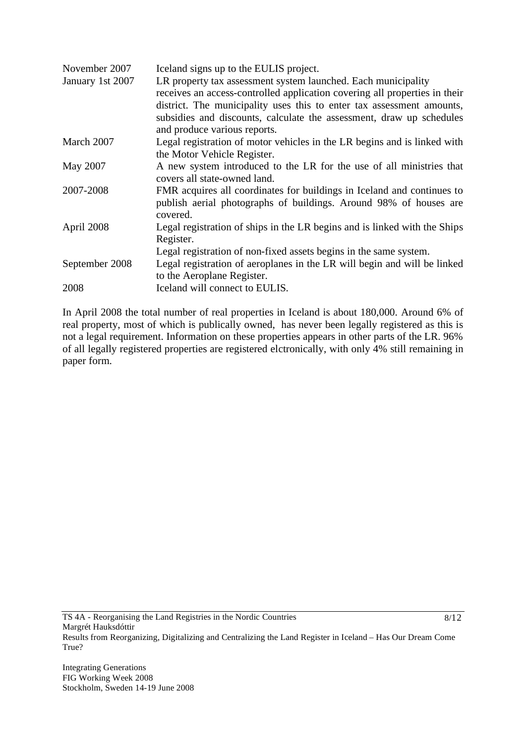| | |
|---|---|
| November 2007 | Iceland signs up to the EULIS project. |
| January 1st 2007 | LR property tax assessment system launched. Each municipality receives an access-controlled application covering all properties in their district. The municipality uses this to enter tax assessment amounts, subsidies and discounts, calculate the assessment, draw up schedules and produce various reports. |
| March 2007 | Legal registration of motor vehicles in the LR begins and is linked with the Motor Vehicle Register. |
| May 2007 | A new system introduced to the LR for the use of all ministries that covers all state-owned land. |
| 2007-2008 | FMR acquires all coordinates for buildings in Iceland and continues to publish aerial photographs of buildings. Around 98% of houses are covered. |
| April 2008 | Legal registration of ships in the LR begins and is linked with the Ships Register. Legal registration of non-fixed assets begins in the same system. |
| September 2008 | Legal registration of aeroplanes in the LR will begin and will be linked to the Aeroplane Register. |
| 2008 | Iceland will connect to EULIS. |

In April 2008 the total number of real properties in Iceland is about 180,000. Around 6% of real property, most of which is publically owned, has never been legally registered as this is not a legal requirement. Information on these properties appears in other parts of the LR. 96% of all legally registered properties are registered elctronically, with only 4% still remaining in paper form.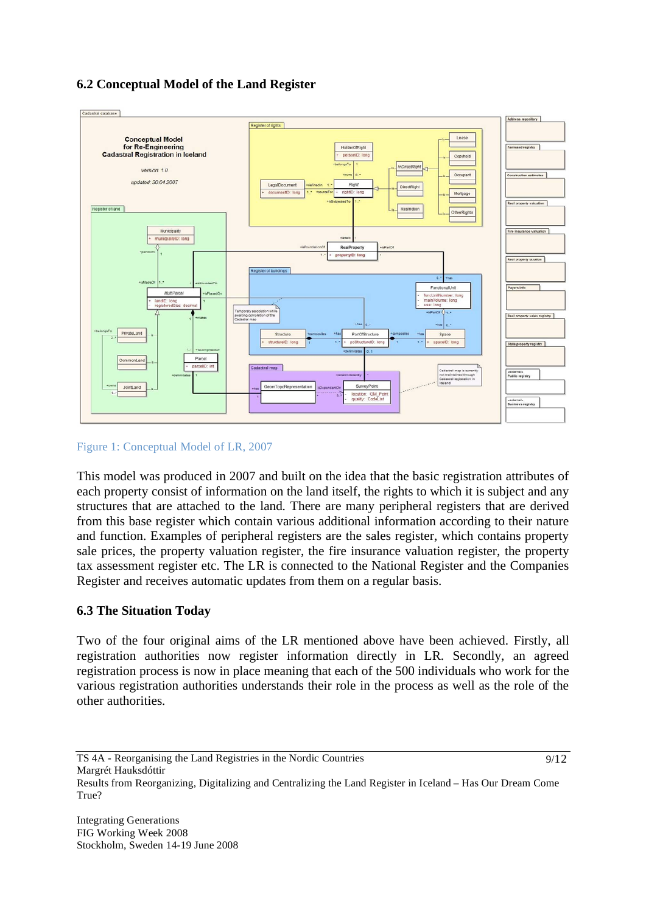### 6.2 Conceptual Model of the Land Register

Figure 1: Conceptual Model of LR, 2007

This model was produced in 2007 and built on the idea that the basic registration attributes of each property consist of information on the land itself, the rights to which it is subject and any structures that are attached to the land. There are many peripheral registers that are derived from this base register which contain various additional information according to their nature and function. Examples of peripheral registers are the sales register, which contains property sale prices, the property valuation register, the fire insurance valuation register, the property tax assessment register etc. The LR is connected to the National Register and the Companies Register and receives automatic updates from them on a regular basis.

### 6.3 The Situation Today

Two of the four original aims of the LR mentioned above have been achieved. Firstly, all registration authorities now register information directly in LR. Secondly, an agreed registration process is now in place meaning that each of the 500 individuals who work for the various registration authorities understands their role in the process as well as the role of the other authorities.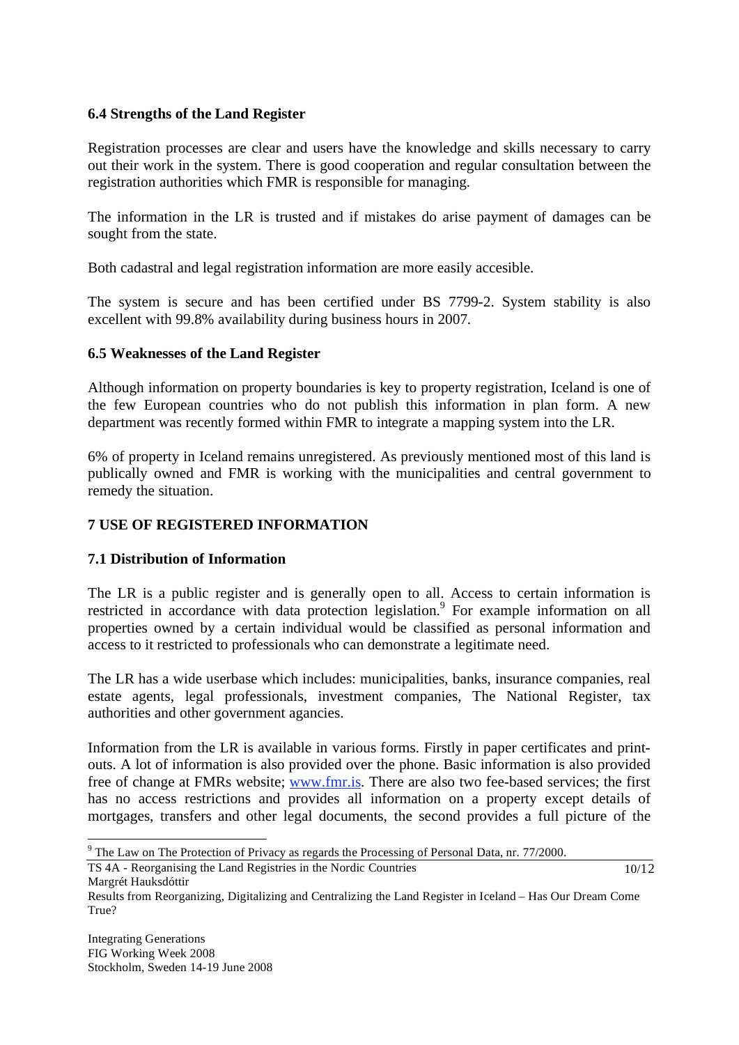### 6.4 Strengths of the Land Register

Registration processes are clear and users have the knowledge and skills necessary to carry out their work in the system. There is good cooperation and regular consultation between the registration authorities which FMR is responsible for managing.

The information in the LR is trusted and if mistakes do arise payment of damages can be sought from the state.

Both cadastral and legal registration information are more easily accesible.

The system is secure and has been certified under BS 7799-2. System stability is also excellent with 99.8% availability during business hours in 2007.

### 6.5 Weaknesses of the Land Register

Although information on property boundaries is key to property registration, Iceland is one of the few European countries who do not publish this information in plan form. A new department was recently formed within FMR to integrate a mapping system into the LR.

6% of property in Iceland remains unregistered. As previously mentioned most of this land is publically owned and FMR is working with the municipalities and central government to remedy the situation.

## 7 USE OF REGISTERED INFORMATION

### 7.1 Distribution of Information

The LR is a public register and is generally open to all. Access to certain information is restricted in accordance with data protection legislation.[9] For example information on all properties owned by a certain individual would be classified as personal information and access to it restricted to professionals who can demonstrate a legitimate need.

The LR has a wide userbase which includes: municipalities, banks, insurance companies, real estate agents, legal professionals, investment companies, The National Register, tax authorities and other government agancies.

Information from the LR is available in various forms. Firstly in paper certificates and print-outs. A lot of information is also provided over the phone. Basic information is also provided free of change at FMRs website; www.fmr.is. There are also two fee-based services; the first has no access restrictions and provides all information on a property except details of mortgages, transfers and other legal documents, the second provides a full picture of the

[9] The Law on The Protection of Privacy as regards the Processing of Personal Data, nr. 77/2000.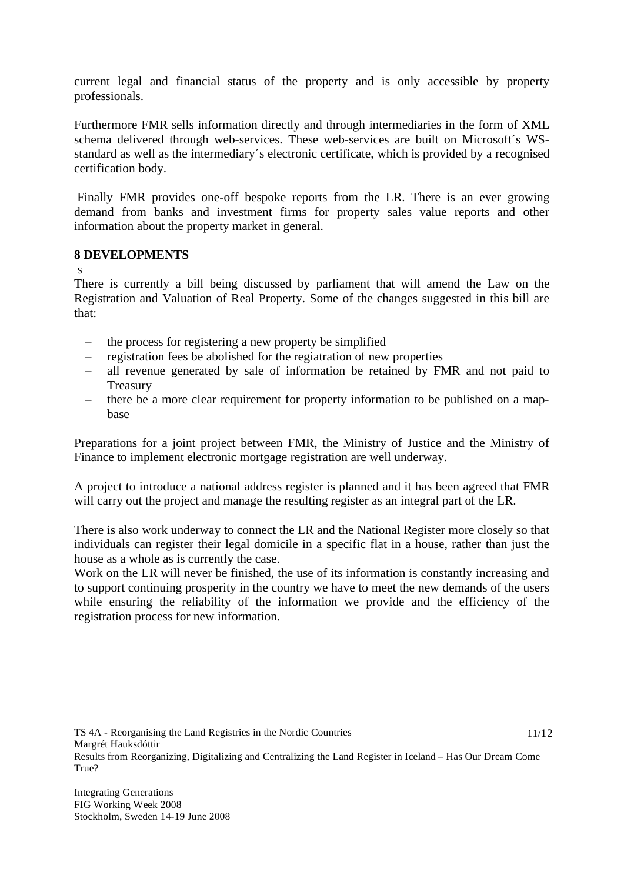current legal and financial status of the property and is only accessible by property professionals.

Furthermore FMR sells information directly and through intermediaries in the form of XML schema delivered through web-services. These web-services are built on Microsoft´s WS-standard as well as the intermediary´s electronic certificate, which is provided by a recognised certification body.

Finally FMR provides one-off bespoke reports from the LR. There is an ever growing demand from banks and investment firms for property sales value reports and other information about the property market in general.

## 8 DEVELOPMENTS

s

There is currently a bill being discussed by parliament that will amend the Law on the Registration and Valuation of Real Property. Some of the changes suggested in this bill are that:

- the process for registering a new property be simplified
- registration fees be abolished for the regiatration of new properties
- all revenue generated by sale of information be retained by FMR and not paid to Treasury
- there be a more clear requirement for property information to be published on a map-base

Preparations for a joint project between FMR, the Ministry of Justice and the Ministry of Finance to implement electronic mortgage registration are well underway.

A project to introduce a national address register is planned and it has been agreed that FMR will carry out the project and manage the resulting register as an integral part of the LR.

There is also work underway to connect the LR and the National Register more closely so that individuals can register their legal domicile in a specific flat in a house, rather than just the house as a whole as is currently the case.

Work on the LR will never be finished, the use of its information is constantly increasing and to support continuing prosperity in the country we have to meet the new demands of the users while ensuring the reliability of the information we provide and the efficiency of the registration process for new information.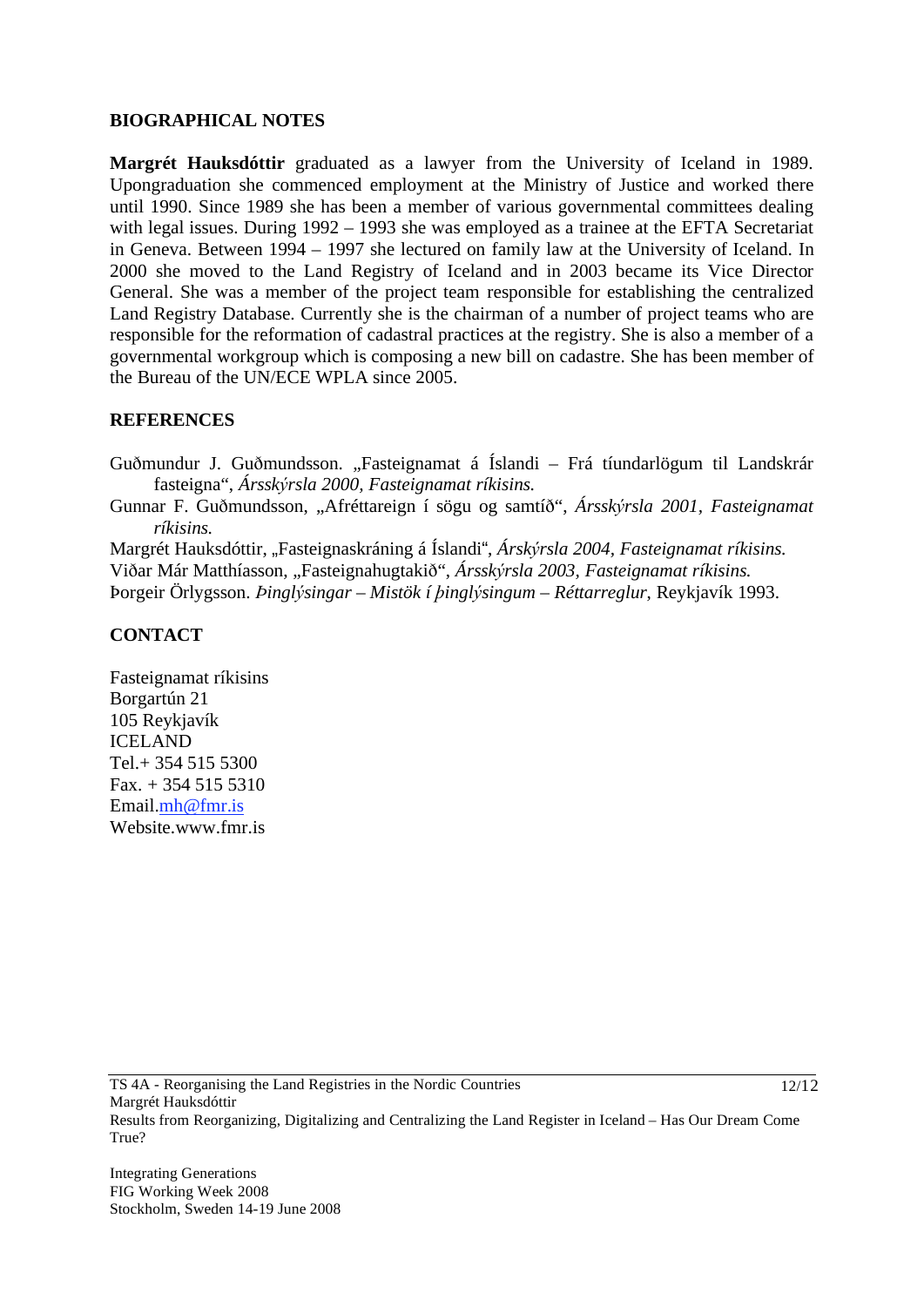## BIOGRAPHICAL NOTES

**Margrét Hauksdóttir** graduated as a lawyer from the University of Iceland in 1989. Upongraduation she commenced employment at the Ministry of Justice and worked there until 1990. Since 1989 she has been a member of various governmental committees dealing with legal issues. During 1992 – 1993 she was employed as a trainee at the EFTA Secretariat in Geneva. Between 1994 – 1997 she lectured on family law at the University of Iceland. In 2000 she moved to the Land Registry of Iceland and in 2003 became its Vice Director General. She was a member of the project team responsible for establishing the centralized Land Registry Database. Currently she is the chairman of a number of project teams who are responsible for the reformation of cadastral practices at the registry. She is also a member of a governmental workgroup which is composing a new bill on cadastre. She has been member of the Bureau of the UN/ECE WPLA since 2005.

## REFERENCES

Guðmundur J. Guðmundsson. „Fasteignamat á Íslandi – Frá tíundarlögum til Landskrár fasteigna“, *Ársskýrsla 2000, Fasteignamat ríkisins.*

Gunnar F. Guðmundsson, „Afréttareign í sögu og samtíð“, *Ársskýrsla 2001, Fasteignamat ríkisins.*

Margrét Hauksdóttir, „Fasteignaskráning á Íslandi“, *Árskýrsla 2004, Fasteignamat ríkisins.*

Viðar Már Matthíasson, „Fasteignahugtakið“, *Ársskýrsla 2003, Fasteignamat ríkisins.*

Þorgeir Örlygsson. *Þinglýsingar – Mistök í þinglýsingum – Réttarreglur*, Reykjavík 1993.

## CONTACT

Fasteignamat ríkisins  
Borgartún 21  
105 Reykjavík  
ICELAND  
Tel.+ 354 515 5300  
Fax. + 354 515 5310  
Email.mh@fmr.is  
Website.www.fmr.is